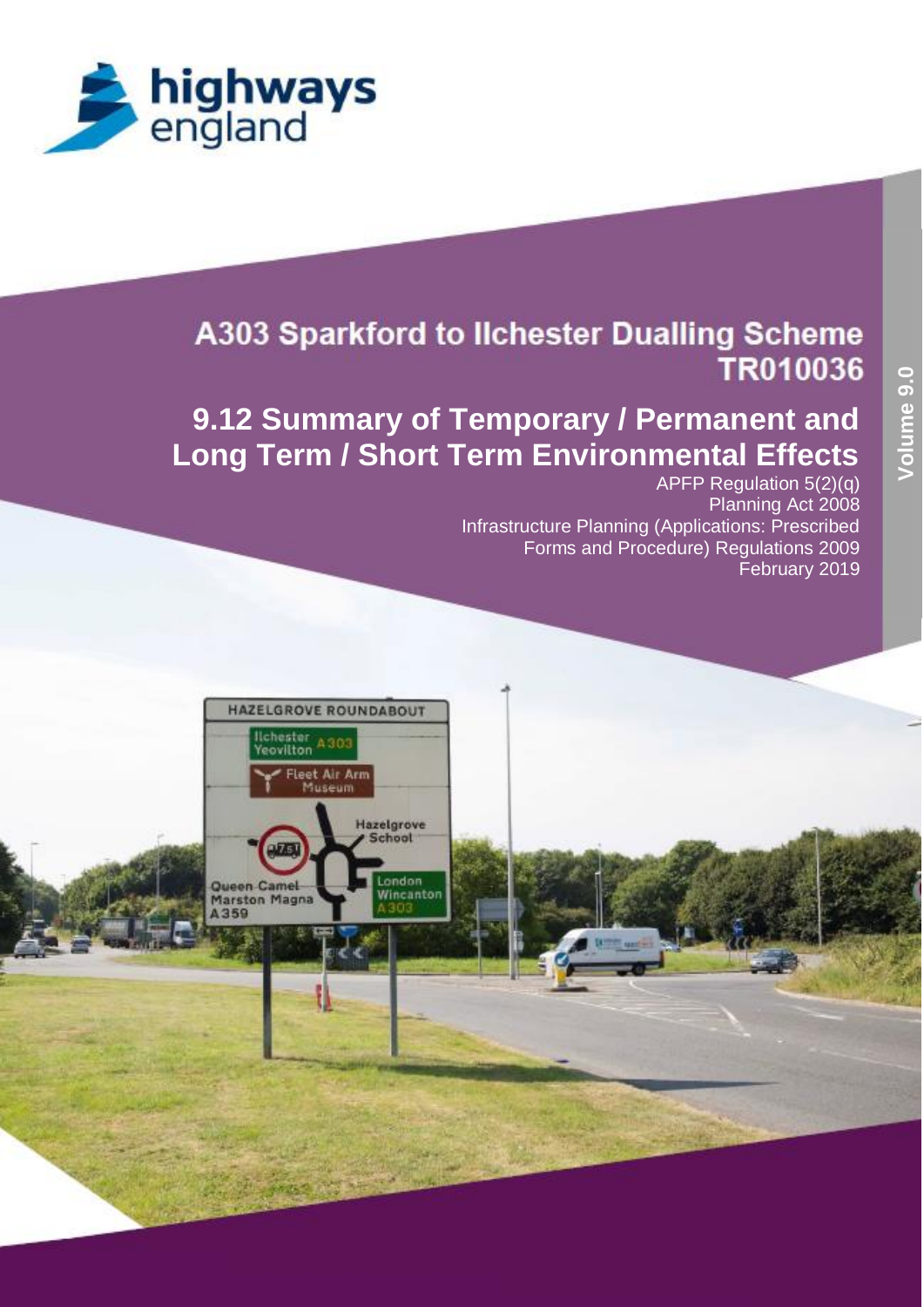highways england

# A303 Sparkford to Ilchester Dualling Scheme TR010036

## 9.12 Summary of Temporary / Permanent and Long Term / Short Term Environmental Effects

APFP Regulation 5(2)(q)
Planning Act 2008
Infrastructure Planning (Applications: Prescribed Forms and Procedure) Regulations 2009
February 2019

Volume 9.0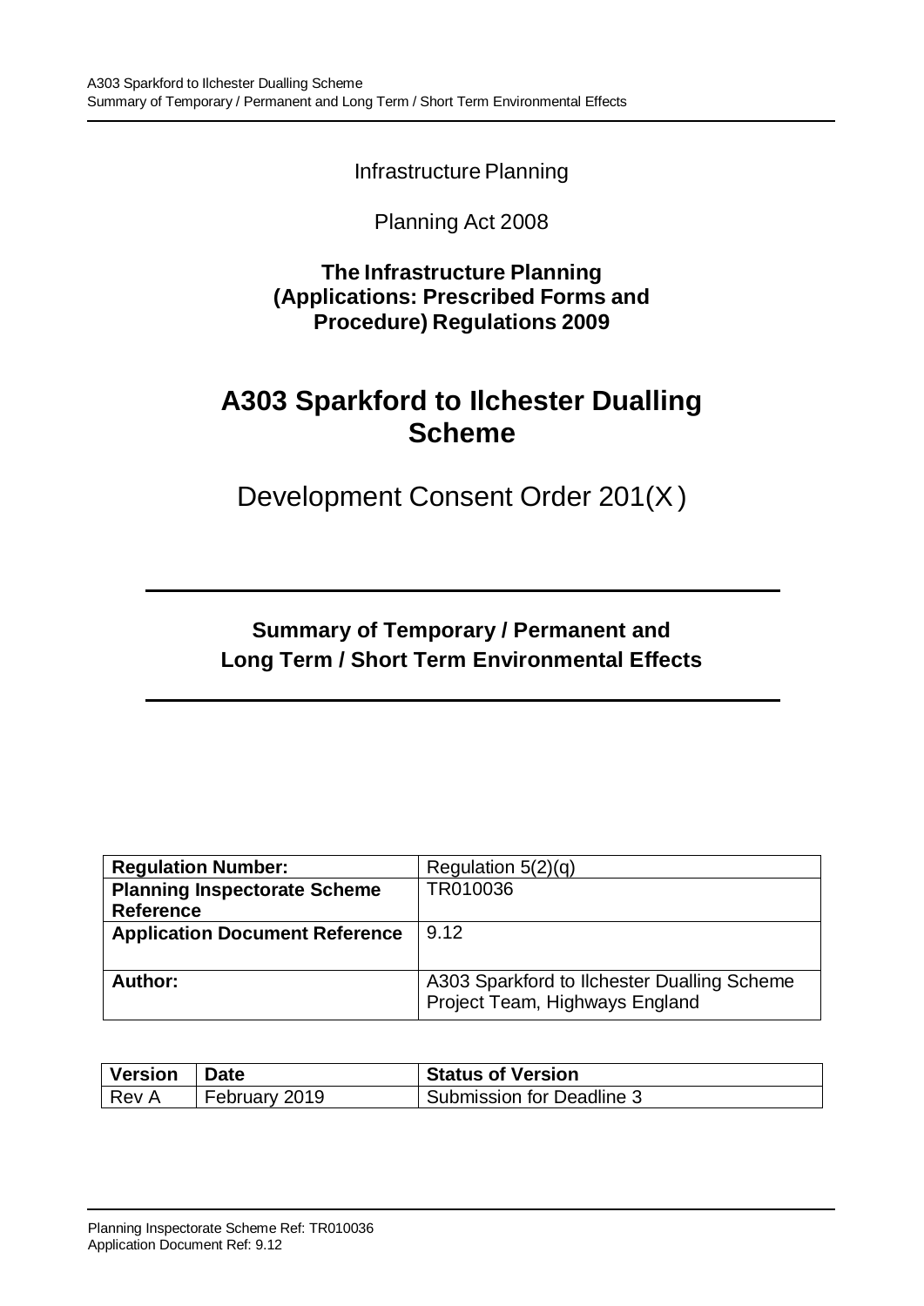Infrastructure Planning

Planning Act 2008

**The Infrastructure Planning (Applications: Prescribed Forms and Procedure) Regulations 2009**

# A303 Sparkford to Ilchester Dualling Scheme

Development Consent Order 201(X)

## Summary of Temporary / Permanent and Long Term / Short Term Environmental Effects

| **Regulation Number:** | Regulation 5(2)(q) |
|---|---|
| **Planning Inspectorate Scheme Reference** | TR010036 |
| **Application Document Reference** | 9.12 |
| **Author:** | A303 Sparkford to Ilchester Dualling Scheme Project Team, Highways England |

| **Version** | **Date** | **Status of Version** |
|---|---|---|
| Rev A | February 2019 | Submission for Deadline 3 |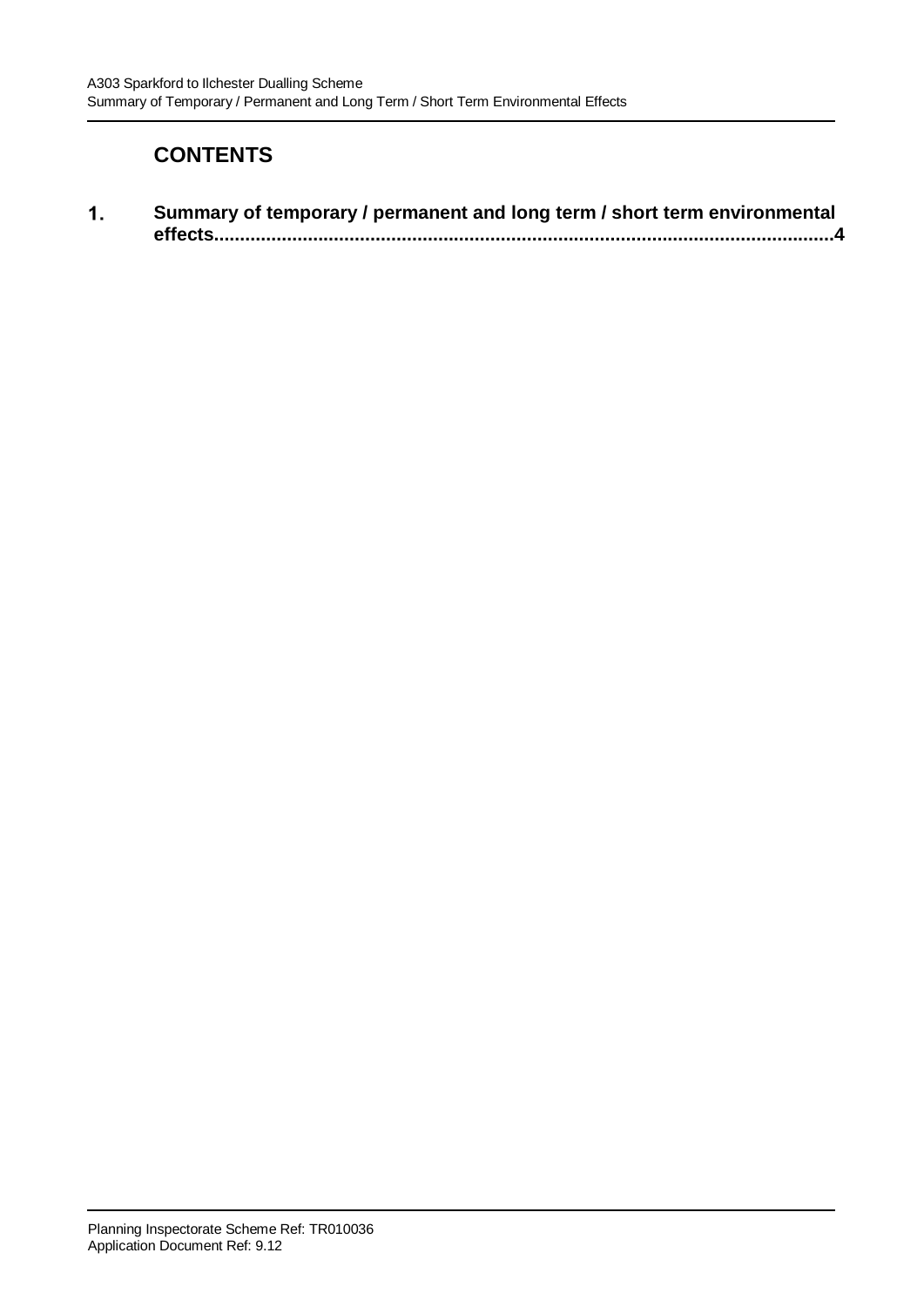# CONTENTS

**1. Summary of temporary / permanent and long term / short term environmental effects....................................................................................................................4**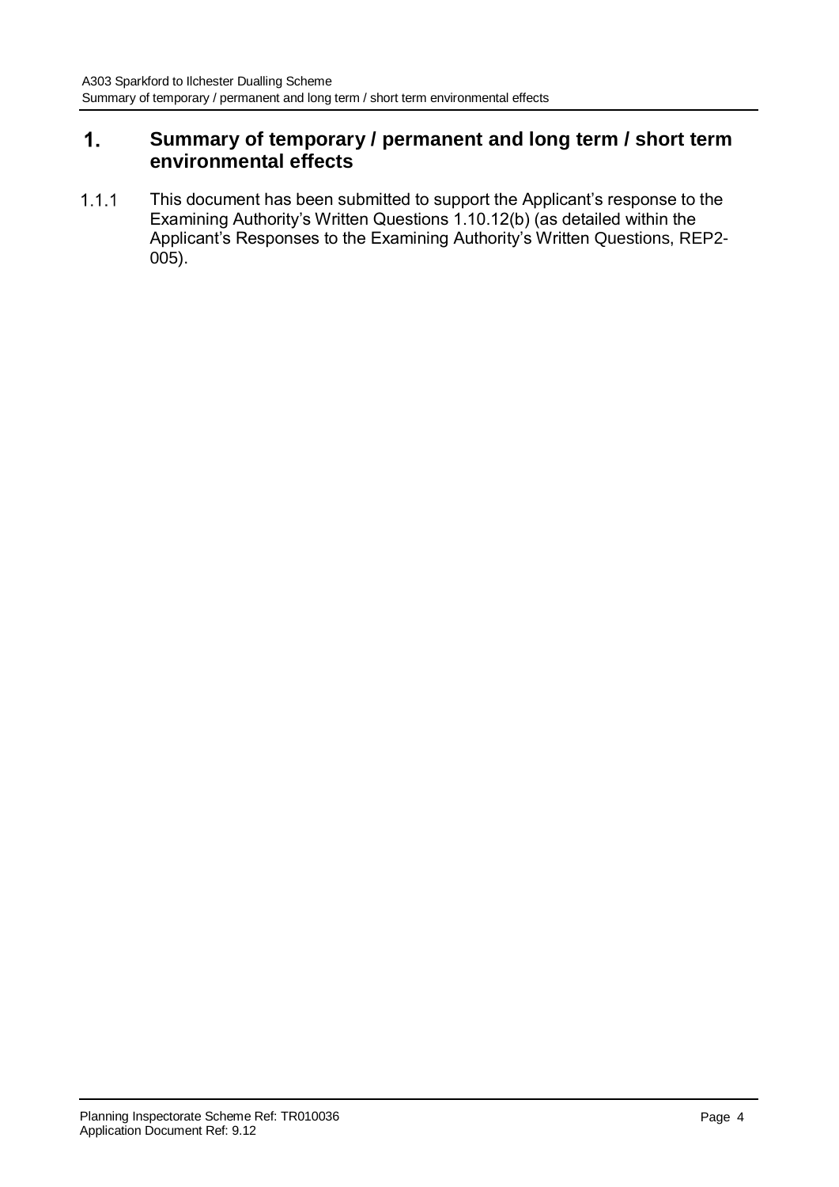# 1. Summary of temporary / permanent and long term / short term environmental effects

1.1.1 This document has been submitted to support the Applicant's response to the Examining Authority's Written Questions 1.10.12(b) (as detailed within the Applicant's Responses to the Examining Authority's Written Questions, REP2-005).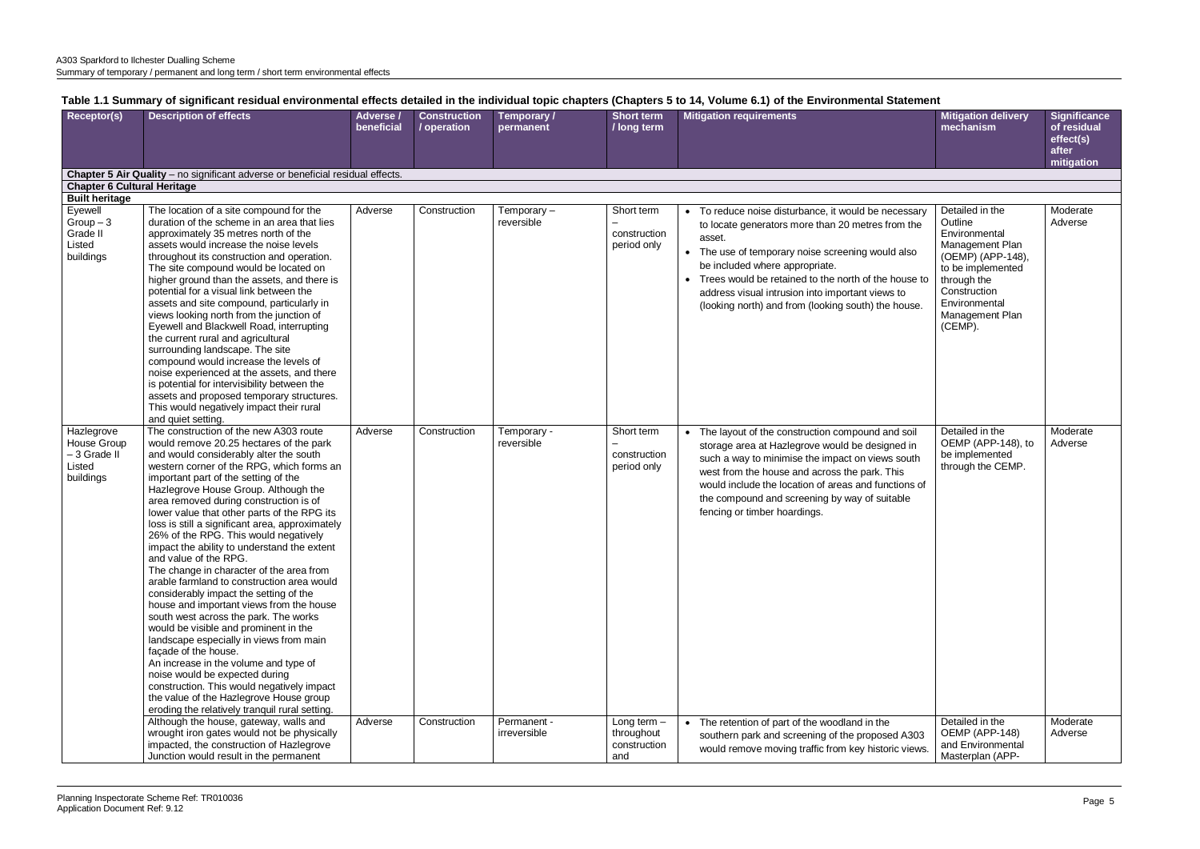A303 Sparkford to Ilchester Dualling Scheme
Summary of temporary / permanent and long term / short term environmental effects

**Table 1.1 Summary of significant residual environmental effects detailed in the individual topic chapters (Chapters 5 to 14, Volume 6.1) of the Environmental Statement**

| Receptor(s) | Description of effects | Adverse / beneficial | Construction / operation | Temporary / permanent | Short term / long term | Mitigation requirements | Mitigation delivery mechanism | Significance of residual effect(s) after mitigation |
|---|---|---|---|---|---|---|---|---|
| **Chapter 5 Air Quality** – no significant adverse or beneficial residual effects. | | | | | | | | |
| **Chapter 6 Cultural Heritage** | | | | | | | | |
| **Built heritage** | | | | | | | | |
| Eyewell Group – 3 Grade II Listed buildings | The location of a site compound for the duration of the scheme in an area that lies approximately 35 metres north of the assets would increase the noise levels throughout its construction and operation. The site compound would be located on higher ground than the assets, and there is potential for a visual link between the assets and site compound, particularly in views looking north from the junction of Eyewell and Blackwell Road, interrupting the current rural and agricultural surrounding landscape. The site compound would increase the levels of noise experienced at the assets, and there is potential for intervisibility between the assets and proposed temporary structures. This would negatively impact their rural and quiet setting. | Adverse | Construction | Temporary – reversible | Short term – construction period only | • To reduce noise disturbance, it would be necessary to locate generators more than 20 metres from the asset.<br>• The use of temporary noise screening would also be included where appropriate.<br>• Trees would be retained to the north of the house to address visual intrusion into important views to (looking north) and from (looking south) the house. | Detailed in the Outline Environmental Management Plan (OEMP) (APP-148), to be implemented through the Construction Environmental Management Plan (CEMP). | Moderate Adverse |
| Hazlegrove House Group – 3 Grade II Listed buildings | The construction of the new A303 route would remove 20.25 hectares of the park and would considerably alter the south western corner of the RPG, which forms an important part of the setting of the Hazlegrove House Group. Although the area removed during construction is of lower value that other parts of the RPG its loss is still a significant area, approximately 26% of the RPG. This would negatively impact the ability to understand the extent and value of the RPG.<br>The change in character of the area from arable farmland to construction area would considerably impact the setting of the house and important views from the house south west across the park. The works would be visible and prominent in the landscape especially in views from main façade of the house.<br>An increase in the volume and type of noise would be expected during construction. This would negatively impact the value of the Hazlegrove House group eroding the relatively tranquil rural setting. | Adverse | Construction | Temporary - reversible | Short term – construction period only | • The layout of the construction compound and soil storage area at Hazlegrove would be designed in such a way to minimise the impact on views south west from the house and across the park. This would include the location of areas and functions of the compound and screening by way of suitable fencing or timber hoardings. | Detailed in the OEMP (APP-148), to be implemented through the CEMP. | Moderate Adverse |
| | Although the house, gateway, walls and wrought iron gates would not be physically impacted, the construction of Hazlegrove Junction would result in the permanent | Adverse | Construction | Permanent - irreversible | Long term – throughout construction and | • The retention of part of the woodland in the southern park and screening of the proposed A303 would remove moving traffic from key historic views. | Detailed in the OEMP (APP-148) and Environmental Masterplan (APP- | Moderate Adverse |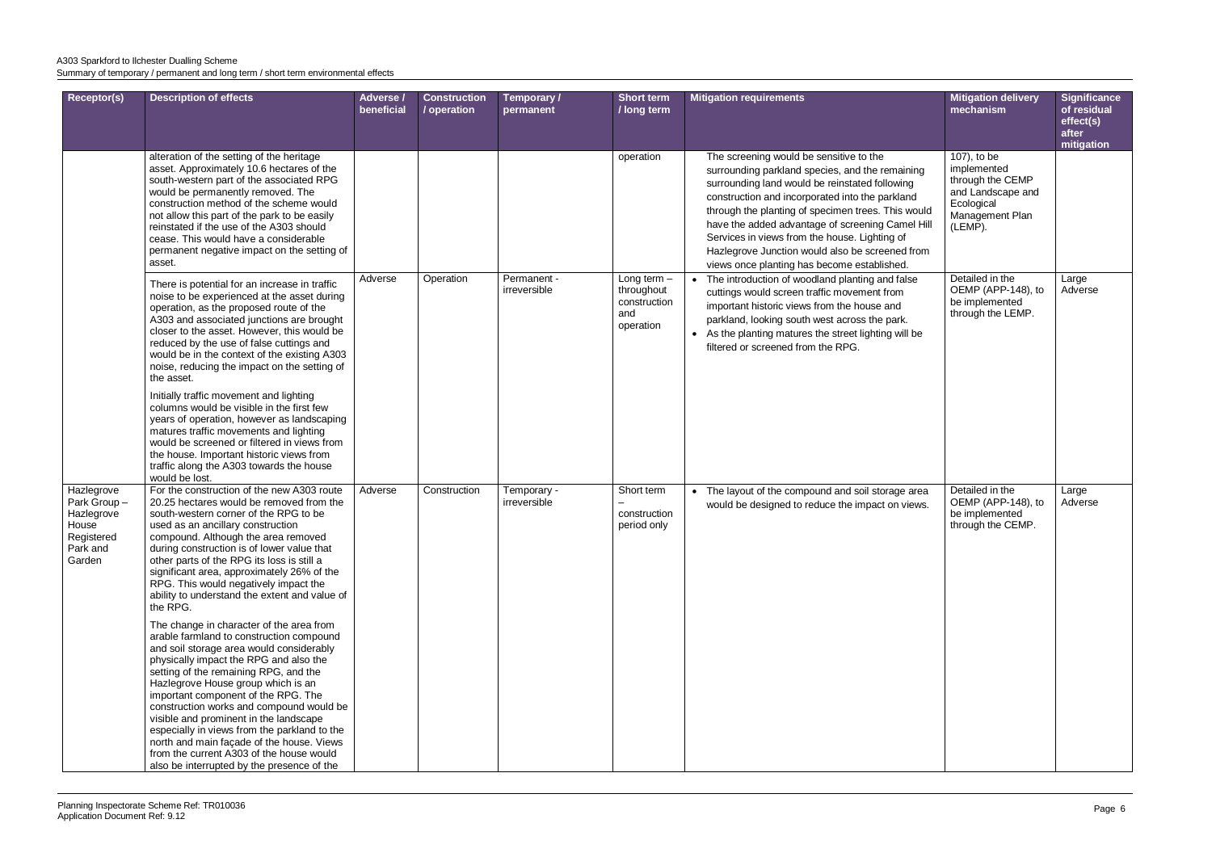| Receptor(s) | Description of effects | Adverse / beneficial | Construction / operation | Temporary / permanent | Short term / long term | Mitigation requirements | Mitigation delivery mechanism | Significance of residual effect(s) after mitigation |
|---|---|---|---|---|---|---|---|---|
| | alteration of the setting of the heritage asset. Approximately 10.6 hectares of the south-western part of the associated RPG would be permanently removed. The construction method of the scheme would not allow this part of the park to be easily reinstated if the use of the A303 should cease. This would have a considerable permanent negative impact on the setting of asset. | | | | operation | The screening would be sensitive to the surrounding parkland species, and the remaining surrounding land would be reinstated following construction and incorporated into the parkland through the planting of specimen trees. This would have the added advantage of screening Camel Hill Services in views from the house. Lighting of Hazlegrove Junction would also be screened from views once planting has become established. | 107), to be implemented through the CEMP and Landscape and Ecological Management Plan (LEMP). | |
| | There is potential for an increase in traffic noise to be experienced at the asset during operation, as the proposed route of the A303 and associated junctions are brought closer to the asset. However, this would be reduced by the use of false cuttings and would be in the context of the existing A303 noise, reducing the impact on the setting of the asset.<br><br>Initially traffic movement and lighting columns would be visible in the first few years of operation, however as landscaping matures traffic movements and lighting would be screened or filtered in views from the house. Important historic views from traffic along the A303 towards the house would be lost. | Adverse | Operation | Permanent - irreversible | Long term – throughout construction and operation | • The introduction of woodland planting and false cuttings would screen traffic movement from important historic views from the house and parkland, looking south west across the park.<br>• As the planting matures the street lighting will be filtered or screened from the RPG. | Detailed in the OEMP (APP-148), to be implemented through the LEMP. | Large Adverse |
| Hazlegrove Park Group – Hazlegrove House Registered Park and Garden | For the construction of the new A303 route 20.25 hectares would be removed from the south-western corner of the RPG to be used as an ancillary construction compound. Although the area removed during construction is of lower value that other parts of the RPG its loss is still a significant area, approximately 26% of the RPG. This would negatively impact the ability to understand the extent and value of the RPG.<br><br>The change in character of the area from arable farmland to construction compound and soil storage area would considerably physically impact the RPG and also the setting of the remaining RPG, and the Hazlegrove House group which is an important component of the RPG. The construction works and compound would be visible and prominent in the landscape especially in views from the parkland to the north and main façade of the house. Views from the current A303 of the house would also be interrupted by the presence of the | Adverse | Construction | Temporary - irreversible | Short term – construction period only | • The layout of the compound and soil storage area would be designed to reduce the impact on views. | Detailed in the OEMP (APP-148), to be implemented through the CEMP. | Large Adverse |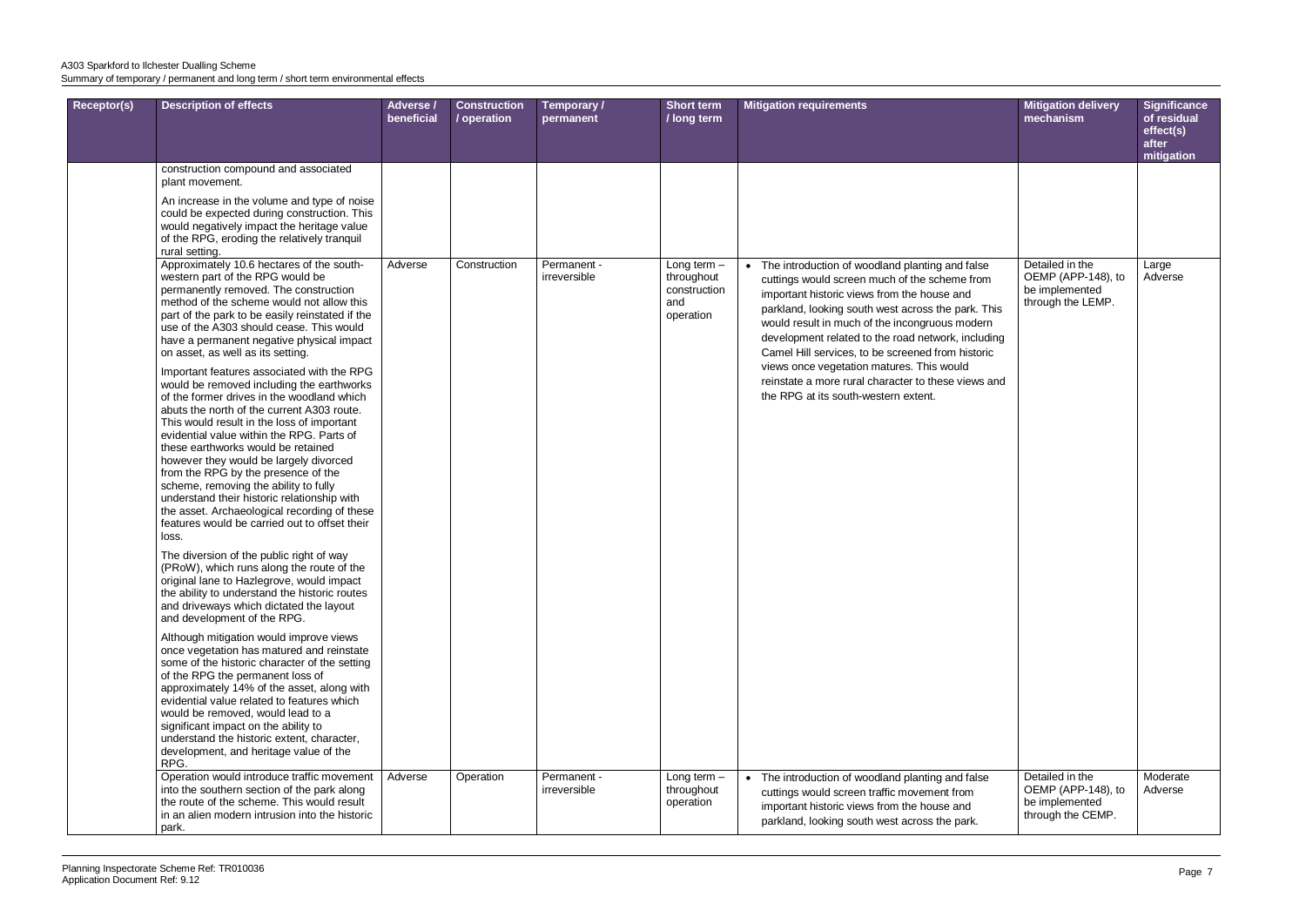| Receptor(s) | Description of effects | Adverse / beneficial | Construction / operation | Temporary / permanent | Short term / long term | Mitigation requirements | Mitigation delivery mechanism | Significance of residual effect(s) after mitigation |
|---|---|---|---|---|---|---|---|---|
| | construction compound and associated plant movement.<br><br>An increase in the volume and type of noise could be expected during construction. This would negatively impact the heritage value of the RPG, eroding the relatively tranquil rural setting. | | | | | | | |
| | Approximately 10.6 hectares of the south-western part of the RPG would be permanently removed. The construction method of the scheme would not allow this part of the park to be easily reinstated if the use of the A303 should cease. This would have a permanent negative physical impact on asset, as well as its setting.<br><br>Important features associated with the RPG would be removed including the earthworks of the former drives in the woodland which abuts the north of the current A303 route. This would result in the loss of important evidential value within the RPG. Parts of these earthworks would be retained however they would be largely divorced from the RPG by the presence of the scheme, removing the ability to fully understand their historic relationship with the asset. Archaeological recording of these features would be carried out to offset their loss.<br><br>The diversion of the public right of way (PRoW), which runs along the route of the original lane to Hazlegrove, would impact the ability to understand the historic routes and driveways which dictated the layout and development of the RPG.<br><br>Although mitigation would improve views once vegetation has matured and reinstate some of the historic character of the setting of the RPG the permanent loss of approximately 14% of the asset, along with evidential value related to features which would be removed, would lead to a significant impact on the ability to understand the historic extent, character, development, and heritage value of the RPG. | Adverse | Construction | Permanent - irreversible | Long term – throughout construction and operation | • The introduction of woodland planting and false cuttings would screen much of the scheme from important historic views from the house and parkland, looking south west across the park. This would result in much of the incongruous modern development related to the road network, including Camel Hill services, to be screened from historic views once vegetation matures. This would reinstate a more rural character to these views and the RPG at its south-western extent. | Detailed in the OEMP (APP-148), to be implemented through the LEMP. | Large Adverse |
| | Operation would introduce traffic movement into the southern section of the park along the route of the scheme. This would result in an alien modern intrusion into the historic park. | Adverse | Operation | Permanent - irreversible | Long term – throughout operation | • The introduction of woodland planting and false cuttings would screen traffic movement from important historic views from the house and parkland, looking south west across the park. | Detailed in the OEMP (APP-148), to be implemented through the CEMP. | Moderate Adverse |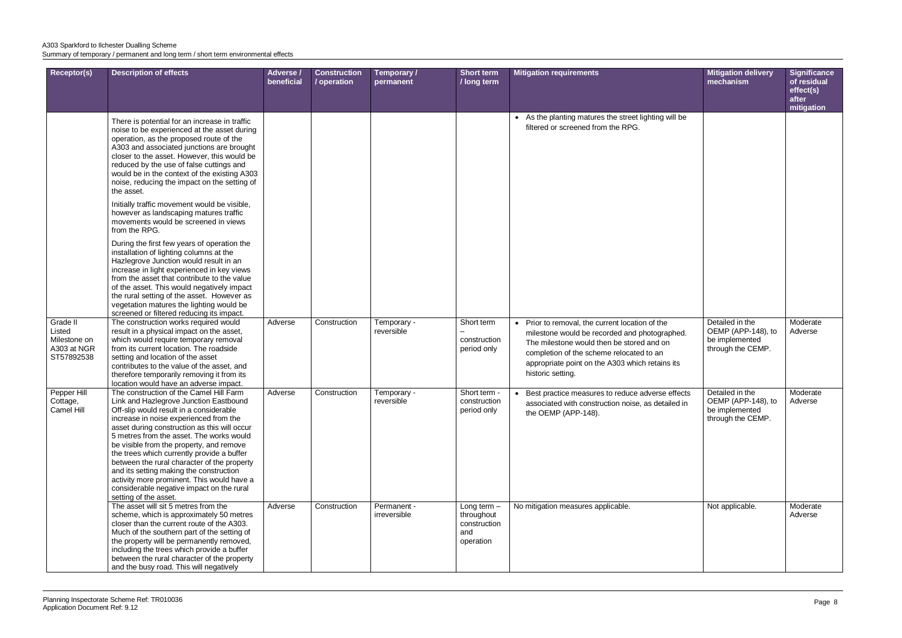| Receptor(s) | Description of effects | Adverse / beneficial | Construction / operation | Temporary / permanent | Short term / long term | Mitigation requirements | Mitigation delivery mechanism | Significance of residual effect(s) after mitigation |
|---|---|---|---|---|---|---|---|---|
| | There is potential for an increase in traffic noise to be experienced at the asset during operation, as the proposed route of the A303 and associated junctions are brought closer to the asset. However, this would be reduced by the use of false cuttings and would be in the context of the existing A303 noise, reducing the impact on the setting of the asset.<br><br>Initially traffic movement would be visible, however as landscaping matures traffic movements would be screened in views from the RPG.<br><br>During the first few years of operation the installation of lighting columns at the Hazlegrove Junction would result in an increase in light experienced in key views from the asset that contribute to the value of the asset. This would negatively impact the rural setting of the asset. However as vegetation matures the lighting would be screened or filtered reducing its impact. | | | | | • As the planting matures the street lighting will be filtered or screened from the RPG. | | |
| Grade II Listed Milestone on A303 at NGR ST57892538 | The construction works required would result in a physical impact on the asset, which would require temporary removal from its current location. The roadside setting and location of the asset contributes to the value of the asset, and therefore temporarily removing it from its location would have an adverse impact. | Adverse | Construction | Temporary - reversible | Short term – construction period only | • Prior to removal, the current location of the milestone would be recorded and photographed. The milestone would then be stored and on completion of the scheme relocated to an appropriate point on the A303 which retains its historic setting. | Detailed in the OEMP (APP-148), to be implemented through the CEMP. | Moderate Adverse |
| Pepper Hill Cottage, Camel Hill | The construction of the Camel Hill Farm Link and Hazlegrove Junction Eastbound Off-slip would result in a considerable increase in noise experienced from the asset during construction as this will occur 5 metres from the asset. The works would be visible from the property, and remove the trees which currently provide a buffer between the rural character of the property and its setting making the construction activity more prominent. This would have a considerable negative impact on the rural setting of the asset. | Adverse | Construction | Temporary - reversible | Short term - construction period only | • Best practice measures to reduce adverse effects associated with construction noise, as detailed in the OEMP (APP-148). | Detailed in the OEMP (APP-148), to be implemented through the CEMP. | Moderate Adverse |
| | The asset will sit 5 metres from the scheme, which is approximately 50 metres closer than the current route of the A303. Much of the southern part of the setting of the property will be permanently removed, including the trees which provide a buffer between the rural character of the property and the busy road. This will negatively | Adverse | Construction | Permanent - irreversible | Long term – throughout construction and operation | No mitigation measures applicable. | Not applicable. | Moderate Adverse |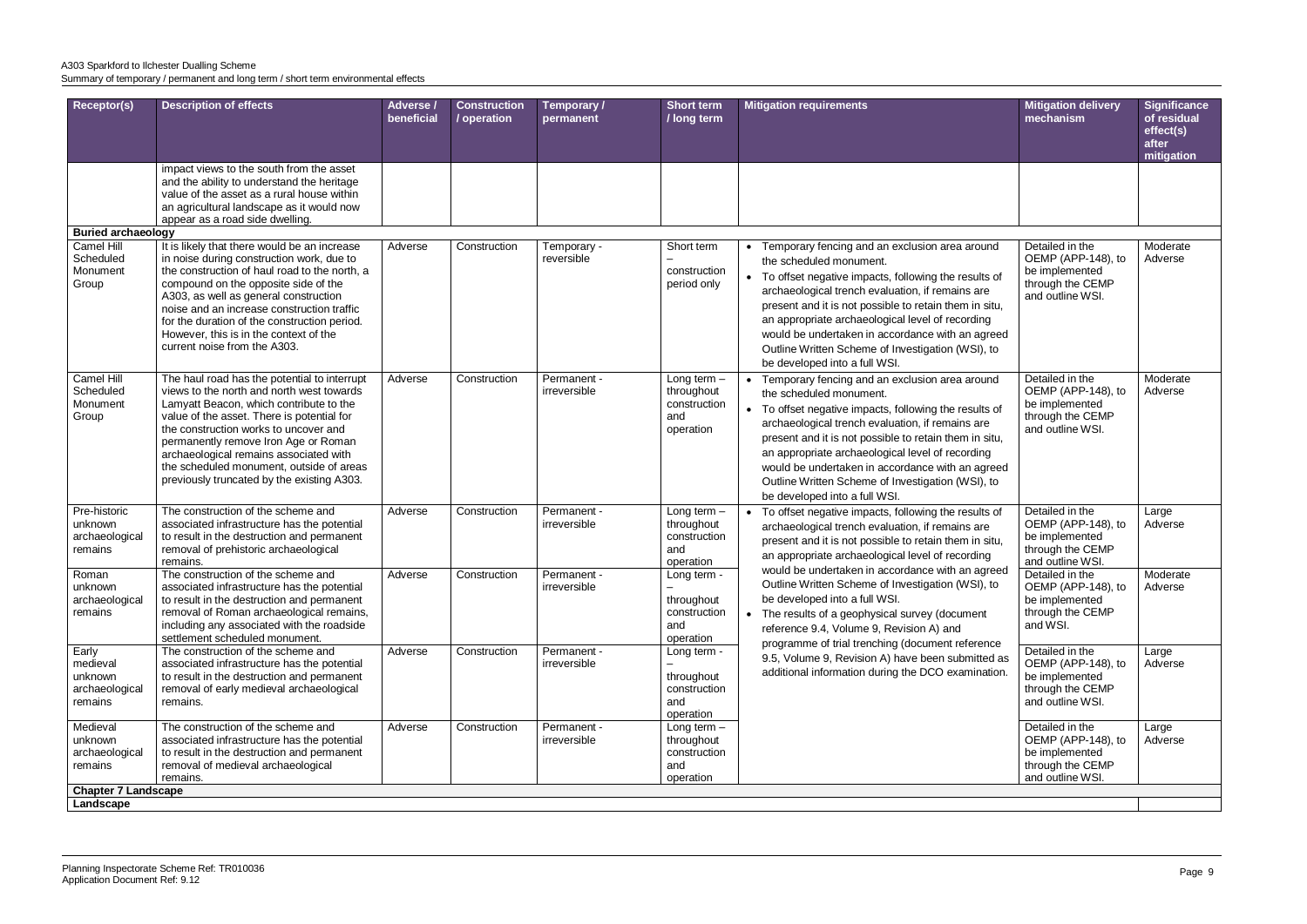| Receptor(s) | Description of effects | Adverse / beneficial | Construction / operation | Temporary / permanent | Short term / long term | Mitigation requirements | Mitigation delivery mechanism | Significance of residual effect(s) after mitigation |
|---|---|---|---|---|---|---|---|---|
| | impact views to the south from the asset and the ability to understand the heritage value of the asset as a rural house within an agricultural landscape as it would now appear as a road side dwelling. | | | | | | | |
| **Buried archaeology** | | | | | | | | |
| Camel Hill Scheduled Monument Group | It is likely that there would be an increase in noise during construction work, due to the construction of haul road to the north, a compound on the opposite side of the A303, as well as general construction noise and an increase construction traffic for the duration of the construction period. However, this is in the context of the current noise from the A303. | Adverse | Construction | Temporary - reversible | Short term – construction period only | • Temporary fencing and an exclusion area around the scheduled monument.<br>• To offset negative impacts, following the results of archaeological trench evaluation, if remains are present and it is not possible to retain them in situ, an appropriate archaeological level of recording would be undertaken in accordance with an agreed Outline Written Scheme of Investigation (WSI), to be developed into a full WSI. | Detailed in the OEMP (APP-148), to be implemented through the CEMP and outline WSI. | Moderate Adverse |
| Camel Hill Scheduled Monument Group | The haul road has the potential to interrupt views to the north and north west towards Lamyatt Beacon, which contribute to the value of the asset. There is potential for the construction works to uncover and permanently remove Iron Age or Roman archaeological remains associated with the scheduled monument, outside of areas previously truncated by the existing A303. | Adverse | Construction | Permanent - irreversible | Long term – throughout construction and operation | • Temporary fencing and an exclusion area around the scheduled monument.<br>• To offset negative impacts, following the results of archaeological trench evaluation, if remains are present and it is not possible to retain them in situ, an appropriate archaeological level of recording would be undertaken in accordance with an agreed Outline Written Scheme of Investigation (WSI), to be developed into a full WSI. | Detailed in the OEMP (APP-148), to be implemented through the CEMP and outline WSI. | Moderate Adverse |
| Pre-historic unknown archaeological remains | The construction of the scheme and associated infrastructure has the potential to result in the destruction and permanent removal of prehistoric archaeological remains. | Adverse | Construction | Permanent - irreversible | Long term – throughout construction and operation | • To offset negative impacts, following the results of archaeological trench evaluation, if remains are present and it is not possible to retain them in situ, an appropriate archaeological level of recording would be undertaken in accordance with an agreed Outline Written Scheme of Investigation (WSI), to be developed into a full WSI.<br>• The results of a geophysical survey (document reference 9.4, Volume 9, Revision A) and programme of trial trenching (document reference 9.5, Volume 9, Revision A) have been submitted as additional information during the DCO examination. | Detailed in the OEMP (APP-148), to be implemented through the CEMP and outline WSI. | Large Adverse |
| Roman unknown archaeological remains | The construction of the scheme and associated infrastructure has the potential to result in the destruction and permanent removal of Roman archaeological remains, including any associated with the roadside settlement scheduled monument. | Adverse | Construction | Permanent - irreversible | Long term - – throughout construction and operation | | Detailed in the OEMP (APP-148), to be implemented through the CEMP and WSI. | Moderate Adverse |
| Early medieval unknown archaeological remains | The construction of the scheme and associated infrastructure has the potential to result in the destruction and permanent removal of early medieval archaeological remains. | Adverse | Construction | Permanent - irreversible | Long term - – throughout construction and operation | | Detailed in the OEMP (APP-148), to be implemented through the CEMP and outline WSI. | Large Adverse |
| Medieval unknown archaeological remains | The construction of the scheme and associated infrastructure has the potential to result in the destruction and permanent removal of medieval archaeological remains. | Adverse | Construction | Permanent - irreversible | Long term – throughout construction and operation | | Detailed in the OEMP (APP-148), to be implemented through the CEMP and outline WSI. | Large Adverse |
| **Chapter 7 Landscape** | | | | | | | | |
| **Landscape** | | | | | | | | |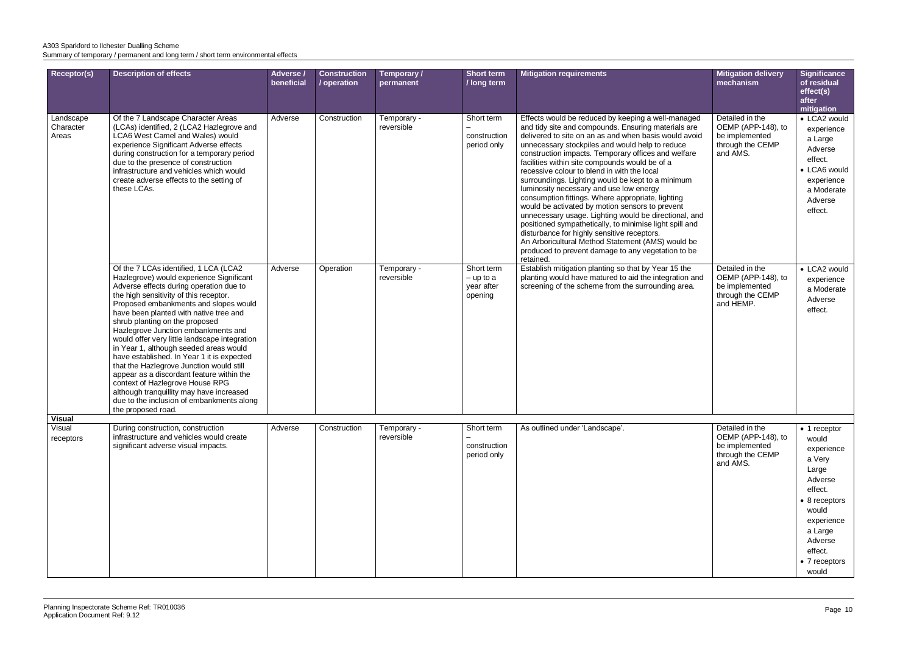| Receptor(s) | Description of effects | Adverse / beneficial | Construction / operation | Temporary / permanent | Short term / long term | Mitigation requirements | Mitigation delivery mechanism | Significance of residual effect(s) after mitigation |
|---|---|---|---|---|---|---|---|---|
| Landscape Character Areas | Of the 7 Landscape Character Areas (LCAs) identified, 2 (LCA2 Hazlegrove and LCA6 West Camel and Wales) would experience Significant Adverse effects during construction for a temporary period due to the presence of construction infrastructure and vehicles which would create adverse effects to the setting of these LCAs. | Adverse | Construction | Temporary - reversible | Short term – construction period only | Effects would be reduced by keeping a well-managed and tidy site and compounds. Ensuring materials are delivered to site on an as and when basis would avoid unnecessary stockpiles and would help to reduce construction impacts. Temporary offices and welfare facilities within site compounds would be of a recessive colour to blend in with the local surroundings. Lighting would be kept to a minimum luminosity necessary and use low energy consumption fittings. Where appropriate, lighting would be activated by motion sensors to prevent unnecessary usage. Lighting would be directional, and positioned sympathetically, to minimise light spill and disturbance for highly sensitive receptors. An Arboricultural Method Statement (AMS) would be produced to prevent damage to any vegetation to be retained. | Detailed in the OEMP (APP-148), to be implemented through the CEMP and AMS. | • LCA2 would experience a Large Adverse effect. • LCA6 would experience a Moderate Adverse effect. |
| | Of the 7 LCAs identified, 1 LCA (LCA2 Hazlegrove) would experience Significant Adverse effects during operation due to the high sensitivity of this receptor. Proposed embankments and slopes would have been planted with native tree and shrub planting on the proposed Hazlegrove Junction embankments and would offer very little landscape integration in Year 1, although seeded areas would have established. In Year 1 it is expected that the Hazlegrove Junction would still appear as a discordant feature within the context of Hazlegrove House RPG although tranquillity may have increased due to the inclusion of embankments along the proposed road. | Adverse | Operation | Temporary - reversible | Short term – up to a year after opening | Establish mitigation planting so that by Year 15 the planting would have matured to aid the integration and screening of the scheme from the surrounding area. | Detailed in the OEMP (APP-148), to be implemented through the CEMP and HEMP. | • LCA2 would experience a Moderate Adverse effect. |
| **Visual** | | | | | | | | |
| Visual receptors | During construction, construction infrastructure and vehicles would create significant adverse visual impacts. | Adverse | Construction | Temporary - reversible | Short term – construction period only | As outlined under 'Landscape'. | Detailed in the OEMP (APP-148), to be implemented through the CEMP and AMS. | • 1 receptor would experience a Very Large Adverse effect. • 8 receptors would experience a Large Adverse effect. • 7 receptors would |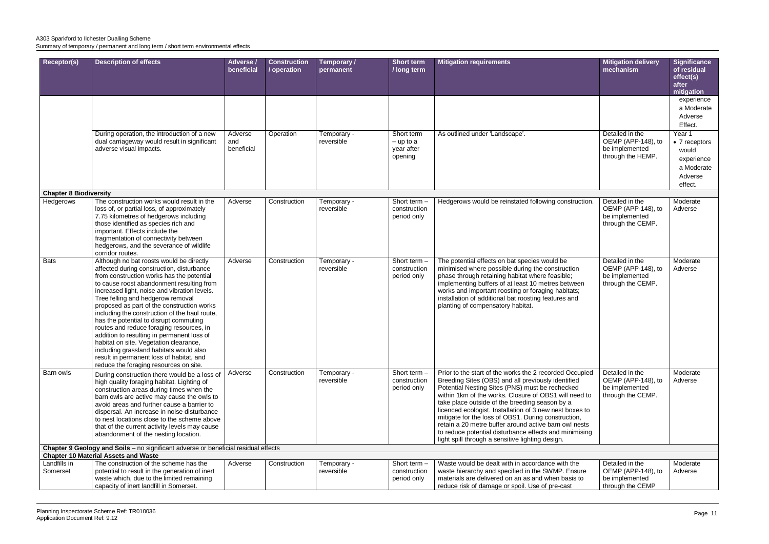| Receptor(s) | Description of effects | Adverse / beneficial | Construction / operation | Temporary / permanent | Short term / long term | Mitigation requirements | Mitigation delivery mechanism | Significance of residual effect(s) after mitigation |
|---|---|---|---|---|---|---|---|---|
| | | | | | | | | experience a Moderate Adverse Effect. |
| | During operation, the introduction of a new dual carriageway would result in significant adverse visual impacts. | Adverse and beneficial | Operation | Temporary - reversible | Short term – up to a year after opening | As outlined under 'Landscape'. | Detailed in the OEMP (APP-148), to be implemented through the HEMP. | Year 1<br>• 7 receptors would experience a Moderate Adverse effect. |
| **Chapter 8 Biodiversity** | | | | | | | | |
| Hedgerows | The construction works would result in the loss of, or partial loss, of approximately 7.75 kilometres of hedgerows including those identified as species rich and important. Effects include the fragmentation of connectivity between hedgerows, and the severance of wildlife corridor routes. | Adverse | Construction | Temporary - reversible | Short term – construction period only | Hedgerows would be reinstated following construction. | Detailed in the OEMP (APP-148), to be implemented through the CEMP. | Moderate Adverse |
| Bats | Although no bat roosts would be directly affected during construction, disturbance from construction works has the potential to cause roost abandonment resulting from increased light, noise and vibration levels. Tree felling and hedgerow removal proposed as part of the construction works including the construction of the haul route, has the potential to disrupt commuting routes and reduce foraging resources, in addition to resulting in permanent loss of habitat on site. Vegetation clearance, including grassland habitats would also result in permanent loss of habitat, and reduce the foraging resources on site. | Adverse | Construction | Temporary - reversible | Short term – construction period only | The potential effects on bat species would be minimised where possible during the construction phase through retaining habitat where feasible; implementing buffers of at least 10 metres between works and important roosting or foraging habitats; installation of additional bat roosting features and planting of compensatory habitat. | Detailed in the OEMP (APP-148), to be implemented through the CEMP. | Moderate Adverse |
| Barn owls | During construction there would be a loss of high quality foraging habitat. Lighting of construction areas during times when the barn owls are active may cause the owls to avoid areas and further cause a barrier to dispersal. An increase in noise disturbance to nest locations close to the scheme above that of the current activity levels may cause abandonment of the nesting location. | Adverse | Construction | Temporary - reversible | Short term – construction period only | Prior to the start of the works the 2 recorded Occupied Breeding Sites (OBS) and all previously identified Potential Nesting Sites (PNS) must be rechecked within 1km of the works. Closure of OBS1 will need to take place outside of the breeding season by a licenced ecologist. Installation of 3 new nest boxes to mitigate for the loss of OBS1. During construction, retain a 20 metre buffer around active barn owl nests to reduce potential disturbance effects and minimising light spill through a sensitive lighting design. | Detailed in the OEMP (APP-148), to be implemented through the CEMP. | Moderate Adverse |
| **Chapter 9 Geology and Soils** – no significant adverse or beneficial residual effects | | | | | | | | |
| **Chapter 10 Material Assets and Waste** | | | | | | | | |
| Landfills in Somerset | The construction of the scheme has the potential to result in the generation of inert waste which, due to the limited remaining capacity of inert landfill in Somerset. | Adverse | Construction | Temporary - reversible | Short term – construction period only | Waste would be dealt with in accordance with the waste hierarchy and specified in the SWMP. Ensure materials are delivered on an as and when basis to reduce risk of damage or spoil. Use of pre-cast | Detailed in the OEMP (APP-148), to be implemented through the CEMP | Moderate Adverse |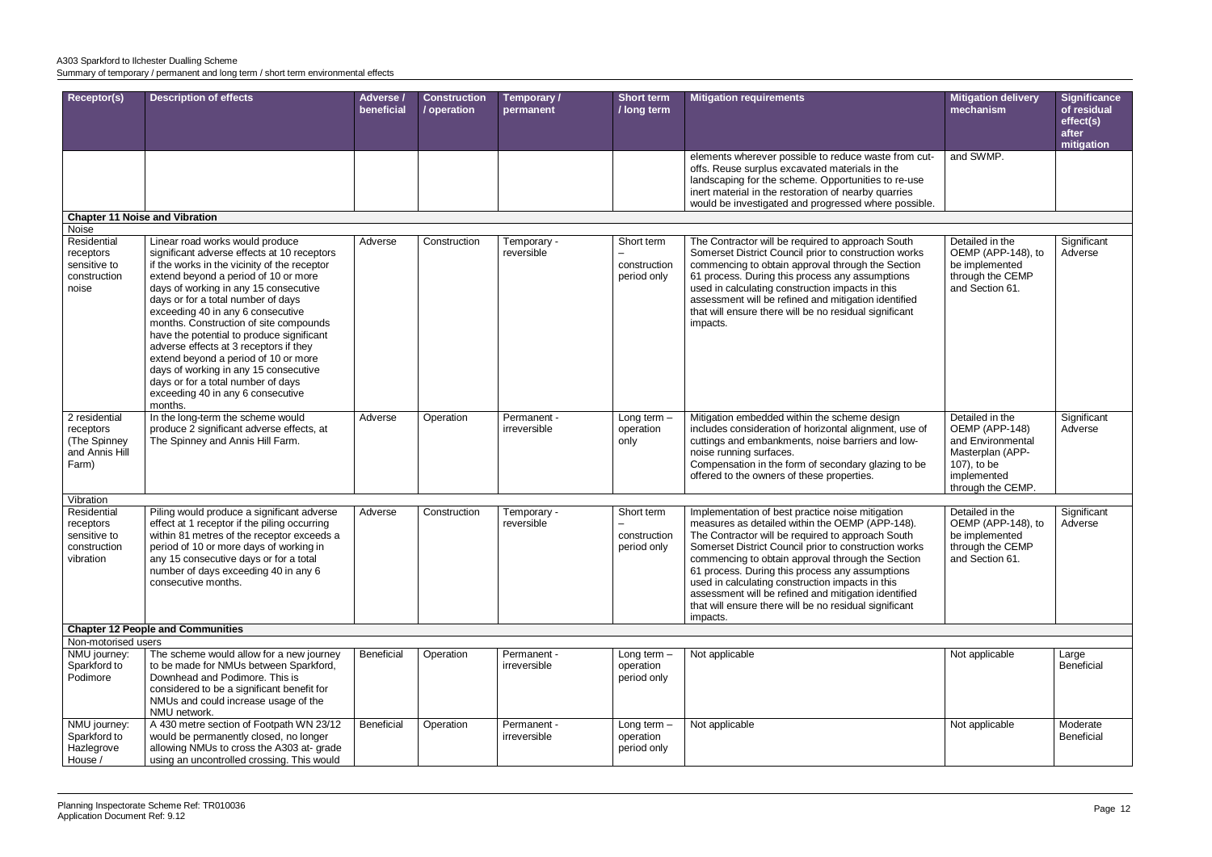| Receptor(s) | Description of effects | Adverse / beneficial | Construction / operation | Temporary / permanent | Short term / long term | Mitigation requirements | Mitigation delivery mechanism | Significance of residual effect(s) after mitigation |
|---|---|---|---|---|---|---|---|---|
| | | | | | | elements wherever possible to reduce waste from cut-offs. Reuse surplus excavated materials in the landscaping for the scheme. Opportunities to re-use inert material in the restoration of nearby quarries would be investigated and progressed where possible. | and SWMP. | |
| **Chapter 11 Noise and Vibration** | | | | | | | | |
| Noise | | | | | | | | |
| Residential receptors sensitive to construction noise | Linear road works would produce significant adverse effects at 10 receptors if the works in the vicinity of the receptor extend beyond a period of 10 or more days of working in any 15 consecutive days or for a total number of days exceeding 40 in any 6 consecutive months. Construction of site compounds have the potential to produce significant adverse effects at 3 receptors if they extend beyond a period of 10 or more days of working in any 15 consecutive days or for a total number of days exceeding 40 in any 6 consecutive months. | Adverse | Construction | Temporary - reversible | Short term – construction period only | The Contractor will be required to approach South Somerset District Council prior to construction works commencing to obtain approval through the Section 61 process. During this process any assumptions used in calculating construction impacts in this assessment will be refined and mitigation identified that will ensure there will be no residual significant impacts. | Detailed in the OEMP (APP-148), to be implemented through the CEMP and Section 61. | Significant Adverse |
| 2 residential receptors (The Spinney and Annis Hill Farm) | In the long-term the scheme would produce 2 significant adverse effects, at The Spinney and Annis Hill Farm. | Adverse | Operation | Permanent - irreversible | Long term – operation only | Mitigation embedded within the scheme design includes consideration of horizontal alignment, use of cuttings and embankments, noise barriers and low-noise running surfaces.<br>Compensation in the form of secondary glazing to be offered to the owners of these properties. | Detailed in the OEMP (APP-148) and Environmental Masterplan (APP-107), to be implemented through the CEMP. | Significant Adverse |
| Vibration | | | | | | | | |
| Residential receptors sensitive to construction vibration | Piling would produce a significant adverse effect at 1 receptor if the piling occurring within 81 metres of the receptor exceeds a period of 10 or more days of working in any 15 consecutive days or for a total number of days exceeding 40 in any 6 consecutive months. | Adverse | Construction | Temporary - reversible | Short term – construction period only | Implementation of best practice noise mitigation measures as detailed within the OEMP (APP-148). The Contractor will be required to approach South Somerset District Council prior to construction works commencing to obtain approval through the Section 61 process. During this process any assumptions used in calculating construction impacts in this assessment will be refined and mitigation identified that will ensure there will be no residual significant impacts. | Detailed in the OEMP (APP-148), to be implemented through the CEMP and Section 61. | Significant Adverse |
| **Chapter 12 People and Communities** | | | | | | | | |
| Non-motorised users | | | | | | | | |
| NMU journey: Sparkford to Podimore | The scheme would allow for a new journey to be made for NMUs between Sparkford, Downhead and Podimore. This is considered to be a significant benefit for NMUs and could increase usage of the NMU network. | Beneficial | Operation | Permanent - irreversible | Long term – operation period only | Not applicable | Not applicable | Large Beneficial |
| NMU journey: Sparkford to Hazlegrove House / | A 430 metre section of Footpath WN 23/12 would be permanently closed, no longer allowing NMUs to cross the A303 at- grade using an uncontrolled crossing. This would | Beneficial | Operation | Permanent - irreversible | Long term – operation period only | Not applicable | Not applicable | Moderate Beneficial |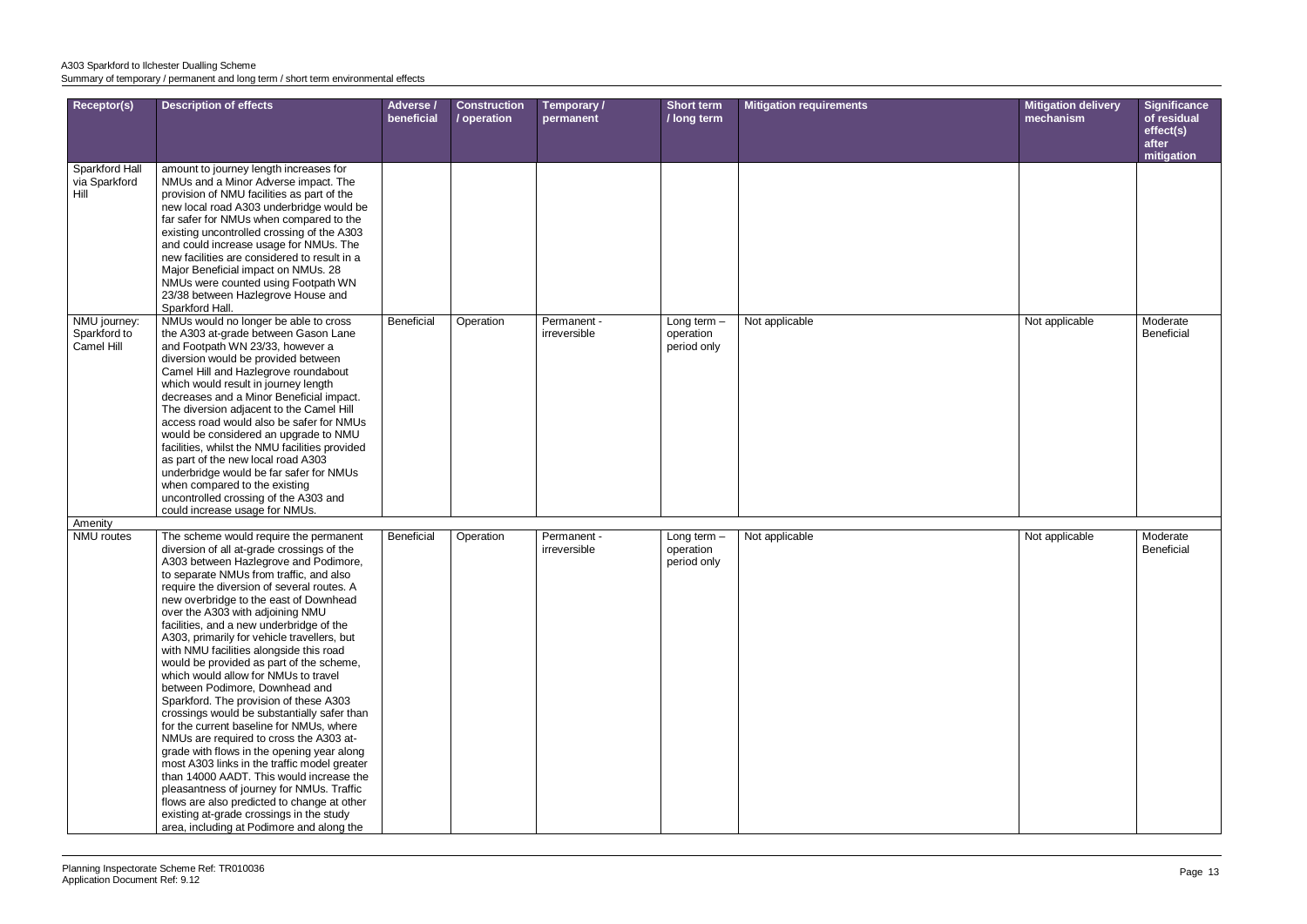| Receptor(s) | Description of effects | Adverse / beneficial | Construction / operation | Temporary / permanent | Short term / long term | Mitigation requirements | Mitigation delivery mechanism | Significance of residual effect(s) after mitigation |
|---|---|---|---|---|---|---|---|---|
| Sparkford Hall via Sparkford Hill | amount to journey length increases for NMUs and a Minor Adverse impact. The provision of NMU facilities as part of the new local road A303 underbridge would be far safer for NMUs when compared to the existing uncontrolled crossing of the A303 and could increase usage for NMUs. The new facilities are considered to result in a Major Beneficial impact on NMUs. 28 NMUs were counted using Footpath WN 23/38 between Hazlegrove House and Sparkford Hall. | | | | | | | |
| NMU journey: Sparkford to Camel Hill | NMUs would no longer be able to cross the A303 at-grade between Gason Lane and Footpath WN 23/33, however a diversion would be provided between Camel Hill and Hazlegrove roundabout which would result in journey length decreases and a Minor Beneficial impact. The diversion adjacent to the Camel Hill access road would also be safer for NMUs would be considered an upgrade to NMU facilities, whilst the NMU facilities provided as part of the new local road A303 underbridge would be far safer for NMUs when compared to the existing uncontrolled crossing of the A303 and could increase usage for NMUs. | Beneficial | Operation | Permanent - irreversible | Long term – operation period only | Not applicable | Not applicable | Moderate Beneficial |
| Amenity | | | | | | | | |
| NMU routes | The scheme would require the permanent diversion of all at-grade crossings of the A303 between Hazlegrove and Podimore, to separate NMUs from traffic, and also require the diversion of several routes. A new overbridge to the east of Downhead over the A303 with adjoining NMU facilities, and a new underbridge of the A303, primarily for vehicle travellers, but with NMU facilities alongside this road would be provided as part of the scheme, which would allow for NMUs to travel between Podimore, Downhead and Sparkford. The provision of these A303 crossings would be substantially safer than for the current baseline for NMUs, where NMUs are required to cross the A303 at-grade with flows in the opening year along most A303 links in the traffic model greater than 14000 AADT. This would increase the pleasantness of journey for NMUs. Traffic flows are also predicted to change at other existing at-grade crossings in the study area, including at Podimore and along the | Beneficial | Operation | Permanent - irreversible | Long term – operation period only | Not applicable | Not applicable | Moderate Beneficial |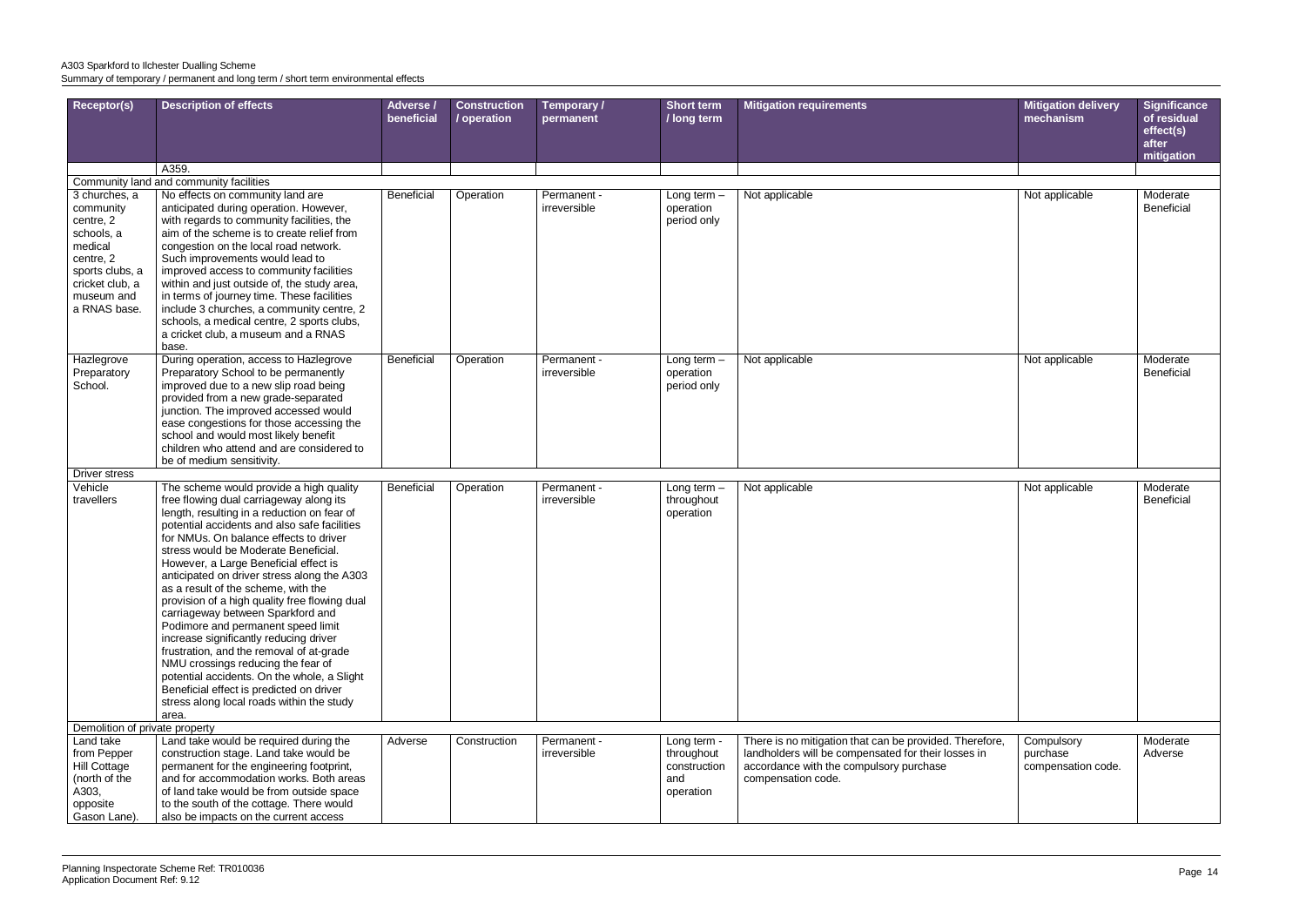| Receptor(s) | Description of effects | Adverse / beneficial | Construction / operation | Temporary / permanent | Short term / long term | Mitigation requirements | Mitigation delivery mechanism | Significance of residual effect(s) after mitigation |
|---|---|---|---|---|---|---|---|---|
| | A359. | | | | | | | |
| Community land and community facilities | | | | | | | | |
| 3 churches, a community centre, 2 schools, a medical centre, 2 sports clubs, a cricket club, a museum and a RNAS base. | No effects on community land are anticipated during operation. However, with regards to community facilities, the aim of the scheme is to create relief from congestion on the local road network. Such improvements would lead to improved access to community facilities within and just outside of, the study area, in terms of journey time. These facilities include 3 churches, a community centre, 2 schools, a medical centre, 2 sports clubs, a cricket club, a museum and a RNAS base. | Beneficial | Operation | Permanent - irreversible | Long term – operation period only | Not applicable | Not applicable | Moderate Beneficial |
| Hazlegrove Preparatory School. | During operation, access to Hazlegrove Preparatory School to be permanently improved due to a new slip road being provided from a new grade-separated junction. The improved accessed would ease congestions for those accessing the school and would most likely benefit children who attend and are considered to be of medium sensitivity. | Beneficial | Operation | Permanent - irreversible | Long term – operation period only | Not applicable | Not applicable | Moderate Beneficial |
| Driver stress | | | | | | | | |
| Vehicle travellers | The scheme would provide a high quality free flowing dual carriageway along its length, resulting in a reduction on fear of potential accidents and also safe facilities for NMUs. On balance effects to driver stress would be Moderate Beneficial. However, a Large Beneficial effect is anticipated on driver stress along the A303 as a result of the scheme, with the provision of a high quality free flowing dual carriageway between Sparkford and Podimore and permanent speed limit increase significantly reducing driver frustration, and the removal of at-grade NMU crossings reducing the fear of potential accidents. On the whole, a Slight Beneficial effect is predicted on driver stress along local roads within the study area. | Beneficial | Operation | Permanent - irreversible | Long term – throughout operation | Not applicable | Not applicable | Moderate Beneficial |
| Demolition of private property | | | | | | | | |
| Land take from Pepper Hill Cottage (north of the A303, opposite Gason Lane). | Land take would be required during the construction stage. Land take would be permanent for the engineering footprint, and for accommodation works. Both areas of land take would be from outside space to the south of the cottage. There would also be impacts on the current access | Adverse | Construction | Permanent - irreversible | Long term - throughout construction and operation | There is no mitigation that can be provided. Therefore, landholders will be compensated for their losses in accordance with the compulsory purchase compensation code. | Compulsory purchase compensation code. | Moderate Adverse |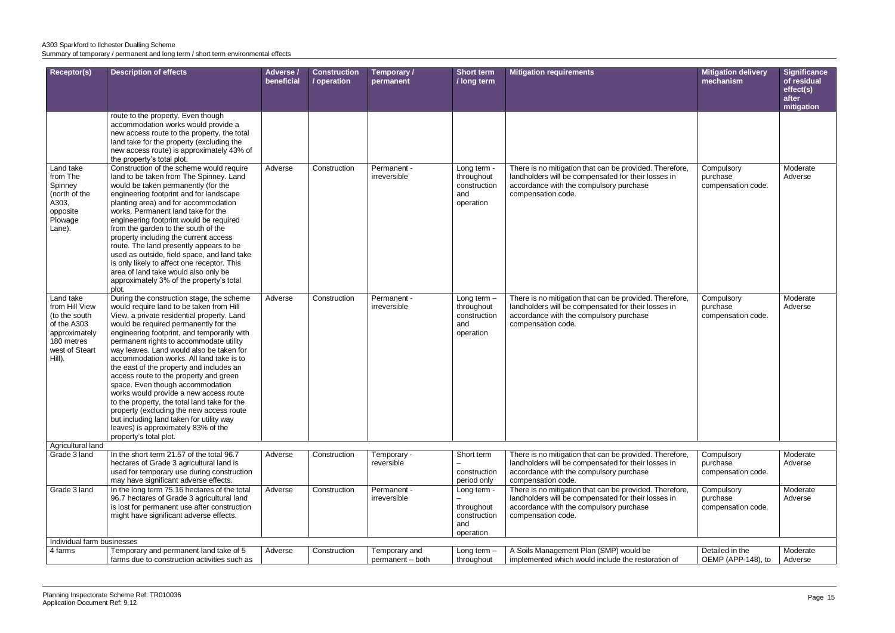A303 Sparkford to Ilchester Dualling Scheme
Summary of temporary / permanent and long term / short term environmental effects

| Receptor(s) | Description of effects | Adverse / beneficial | Construction / operation | Temporary / permanent | Short term / long term | Mitigation requirements | Mitigation delivery mechanism | Significance of residual effect(s) after mitigation |
|---|---|---|---|---|---|---|---|---|
| | route to the property. Even though accommodation works would provide a new access route to the property, the total land take for the property (excluding the new access route) is approximately 43% of the property's total plot. | | | | | | | |
| Land take from The Spinney (north of the A303, opposite Plowage Lane). | Construction of the scheme would require land to be taken from The Spinney. Land would be taken permanently (for the engineering footprint and for landscape planting area) and for accommodation works. Permanent land take for the engineering footprint would be required from the garden to the south of the property including the current access route. The land presently appears to be used as outside, field space, and land take is only likely to affect one receptor. This area of land take would also only be approximately 3% of the property's total plot. | Adverse | Construction | Permanent - irreversible | Long term - throughout construction and operation | There is no mitigation that can be provided. Therefore, landholders will be compensated for their losses in accordance with the compulsory purchase compensation code. | Compulsory purchase compensation code. | Moderate Adverse |
| Land take from Hill View (to the south of the A303 approximately 180 metres west of Steart Hill). | During the construction stage, the scheme would require land to be taken from Hill View, a private residential property. Land would be required permanently for the engineering footprint, and temporarily with permanent rights to accommodate utility way leaves. Land would also be taken for accommodation works. All land take is to the east of the property and includes an access route to the property and green space. Even though accommodation works would provide a new access route to the property, the total land take for the property (excluding the new access route but including land taken for utility way leaves) is approximately 83% of the property's total plot. | Adverse | Construction | Permanent - irreversible | Long term – throughout construction and operation | There is no mitigation that can be provided. Therefore, landholders will be compensated for their losses in accordance with the compulsory purchase compensation code. | Compulsory purchase compensation code. | Moderate Adverse |
| **Agricultural land** | | | | | | | | |
| Grade 3 land | In the short term 21.57 of the total 96.7 hectares of Grade 3 agricultural land is used for temporary use during construction may have significant adverse effects. | Adverse | Construction | Temporary - reversible | Short term – construction period only | There is no mitigation that can be provided. Therefore, landholders will be compensated for their losses in accordance with the compulsory purchase compensation code. | Compulsory purchase compensation code. | Moderate Adverse |
| Grade 3 land | In the long term 75.16 hectares of the total 96.7 hectares of Grade 3 agricultural land is lost for permanent use after construction might have significant adverse effects. | Adverse | Construction | Permanent - irreversible | Long term - – throughout construction and operation | There is no mitigation that can be provided. Therefore, landholders will be compensated for their losses in accordance with the compulsory purchase compensation code. | Compulsory purchase compensation code. | Moderate Adverse |
| **Individual farm businesses** | | | | | | | | |
| 4 farms | Temporary and permanent land take of 5 farms due to construction activities such as | Adverse | Construction | Temporary and permanent – both | Long term – throughout | A Soils Management Plan (SMP) would be implemented which would include the restoration of | Detailed in the OEMP (APP-148), to | Moderate Adverse |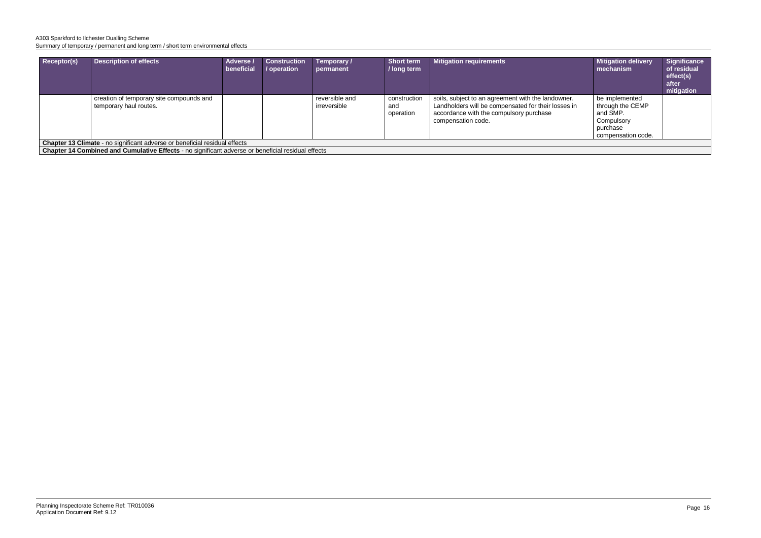| Receptor(s) | Description of effects | Adverse / beneficial | Construction / operation | Temporary / permanent | Short term / long term | Mitigation requirements | Mitigation delivery mechanism | Significance of residual effect(s) after mitigation |
|---|---|---|---|---|---|---|---|---|
| | creation of temporary site compounds and temporary haul routes. | | | reversible and irreversible | construction and operation | soils, subject to an agreement with the landowner. Landholders will be compensated for their losses in accordance with the compulsory purchase compensation code. | be implemented through the CEMP and SMP. Compulsory purchase compensation code. | |
| **Chapter 13 Climate** - no significant adverse or beneficial residual effects | | | | | | | | |
| **Chapter 14 Combined and Cumulative Effects** - no significant adverse or beneficial residual effects | | | | | | | | |